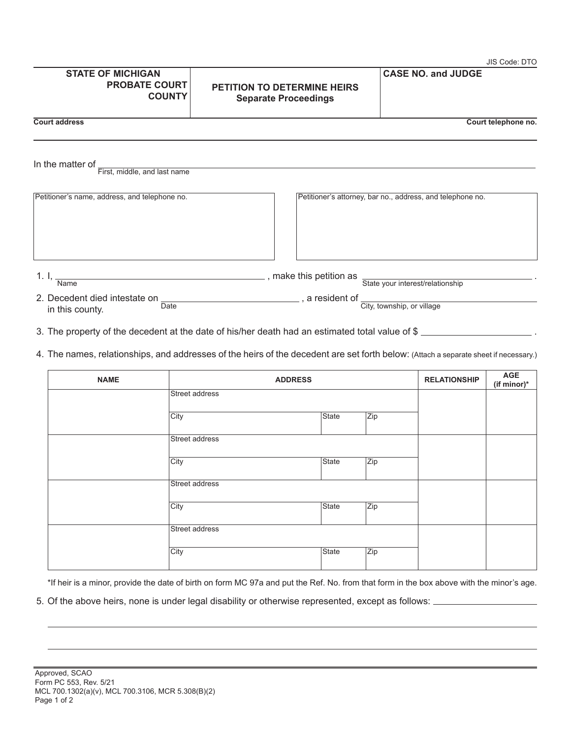JIS Code: DTO

| STATE OF MICHIGAN PROBATE COURT COUNTY | PETITION TO DETERMINE HEIRS Separate Proceedings | CASE NO. and JUDGE |
|---|---|---|

Court address | Court telephone no.

In the matter of ______________________________
First, middle, and last name

| Petitioner's name, address, and telephone no. | Petitioner's attorney, bar no., address, and telephone no. |
|---|---|
| | |

1. I, ______________________ (Name), make this petition as ______________________ (State your interest/relationship).

2. Decedent died intestate on ______________________ (Date), a resident of ______________________ (City, township, or village) in this county.

3. The property of the decedent at the date of his/her death had an estimated total value of $ ______________.

4. The names, relationships, and addresses of the heirs of the decedent are set forth below: (Attach a separate sheet if necessary.)

| NAME | ADDRESS | | | RELATIONSHIP | AGE (if minor)* |
|---|---|---|---|---|---|
| | Street address | | | | |
| | City | State | Zip | | |
| | Street address | | | | |
| | City | State | Zip | | |
| | Street address | | | | |
| | City | State | Zip | | |
| | Street address | | | | |
| | City | State | Zip | | |

*If heir is a minor, provide the date of birth on form MC 97a and put the Ref. No. from that form in the box above with the minor's age.

5. Of the above heirs, none is under legal disability or otherwise represented, except as follows: ______________________

Approved, SCAO
Form PC 553, Rev. 5/21
MCL 700.1302(a)(v), MCL 700.3106, MCR 5.308(B)(2)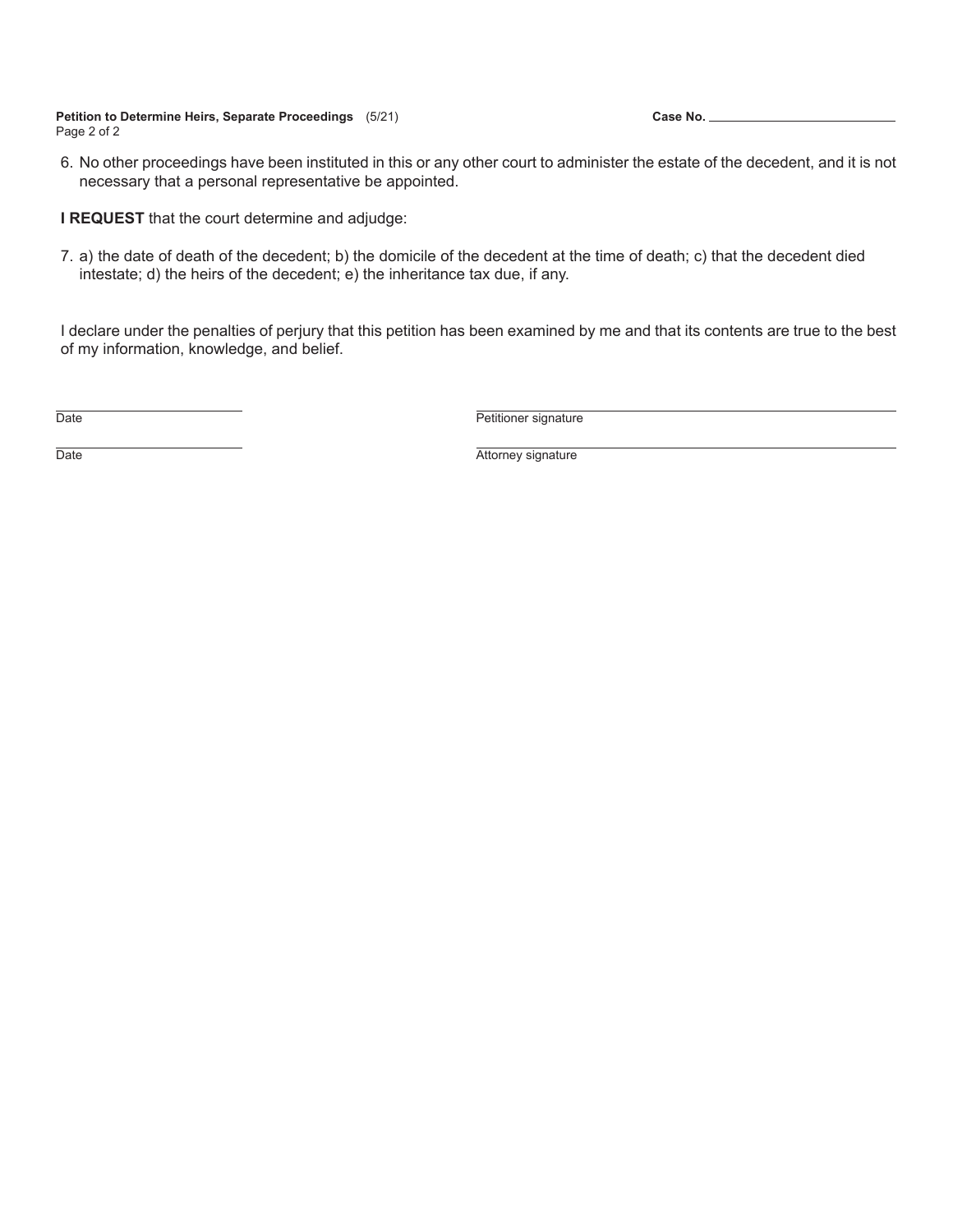Case No. ____________________

6. No other proceedings have been instituted in this or any other court to administer the estate of the decedent, and it is not necessary that a personal representative be appointed.

**I REQUEST** that the court determine and adjudge:

7. a) the date of death of the decedent; b) the domicile of the decedent at the time of death; c) that the decedent died intestate; d) the heirs of the decedent; e) the inheritance tax due, if any.

I declare under the penalties of perjury that this petition has been examined by me and that its contents are true to the best of my information, knowledge, and belief.

| | |
|---|---|
| ____________________ | ____________________ |
| Date | Petitioner signature |
| ____________________ | ____________________ |
| Date | Attorney signature |